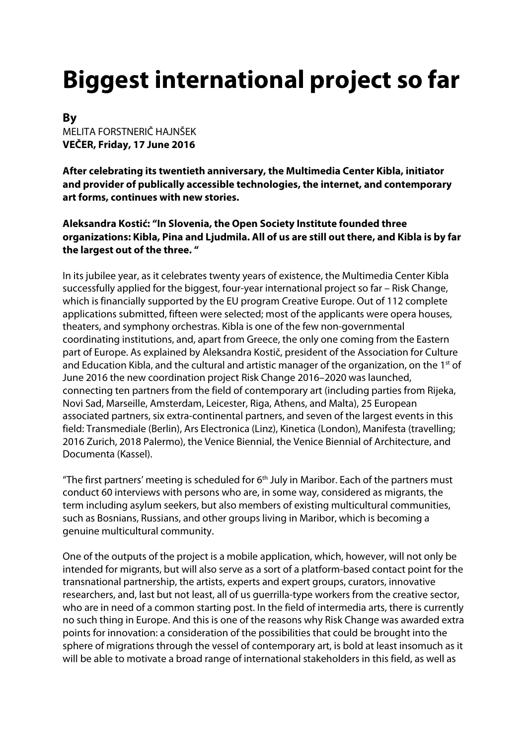# Biggest international project so far

**By**
MELITA FORSTNERIČ HAJNŠEK
**VEČER, Friday, 17 June 2016**

**After celebrating its twentieth anniversary, the Multimedia Center Kibla, initiator and provider of publically accessible technologies, the internet, and contemporary art forms, continues with new stories.**

**Aleksandra Kostić: "In Slovenia, the Open Society Institute founded three organizations: Kibla, Pina and Ljudmila. All of us are still out there, and Kibla is by far the largest out of the three. "**

In its jubilee year, as it celebrates twenty years of existence, the Multimedia Center Kibla successfully applied for the biggest, four-year international project so far – Risk Change, which is financially supported by the EU program Creative Europe. Out of 112 complete applications submitted, fifteen were selected; most of the applicants were opera houses, theaters, and symphony orchestras. Kibla is one of the few non-governmental coordinating institutions, and, apart from Greece, the only one coming from the Eastern part of Europe. As explained by Aleksandra Kostič, president of the Association for Culture and Education Kibla, and the cultural and artistic manager of the organization, on the 1st of June 2016 the new coordination project Risk Change 2016–2020 was launched, connecting ten partners from the field of contemporary art (including parties from Rijeka, Novi Sad, Marseille, Amsterdam, Leicester, Riga, Athens, and Malta), 25 European associated partners, six extra-continental partners, and seven of the largest events in this field: Transmediale (Berlin), Ars Electronica (Linz), Kinetica (London), Manifesta (travelling; 2016 Zurich, 2018 Palermo), the Venice Biennial, the Venice Biennial of Architecture, and Documenta (Kassel).

"The first partners' meeting is scheduled for 6th July in Maribor. Each of the partners must conduct 60 interviews with persons who are, in some way, considered as migrants, the term including asylum seekers, but also members of existing multicultural communities, such as Bosnians, Russians, and other groups living in Maribor, which is becoming a genuine multicultural community.

One of the outputs of the project is a mobile application, which, however, will not only be intended for migrants, but will also serve as a sort of a platform-based contact point for the transnational partnership, the artists, experts and expert groups, curators, innovative researchers, and, last but not least, all of us guerrilla-type workers from the creative sector, who are in need of a common starting post. In the field of intermedia arts, there is currently no such thing in Europe. And this is one of the reasons why Risk Change was awarded extra points for innovation: a consideration of the possibilities that could be brought into the sphere of migrations through the vessel of contemporary art, is bold at least insomuch as it will be able to motivate a broad range of international stakeholders in this field, as well as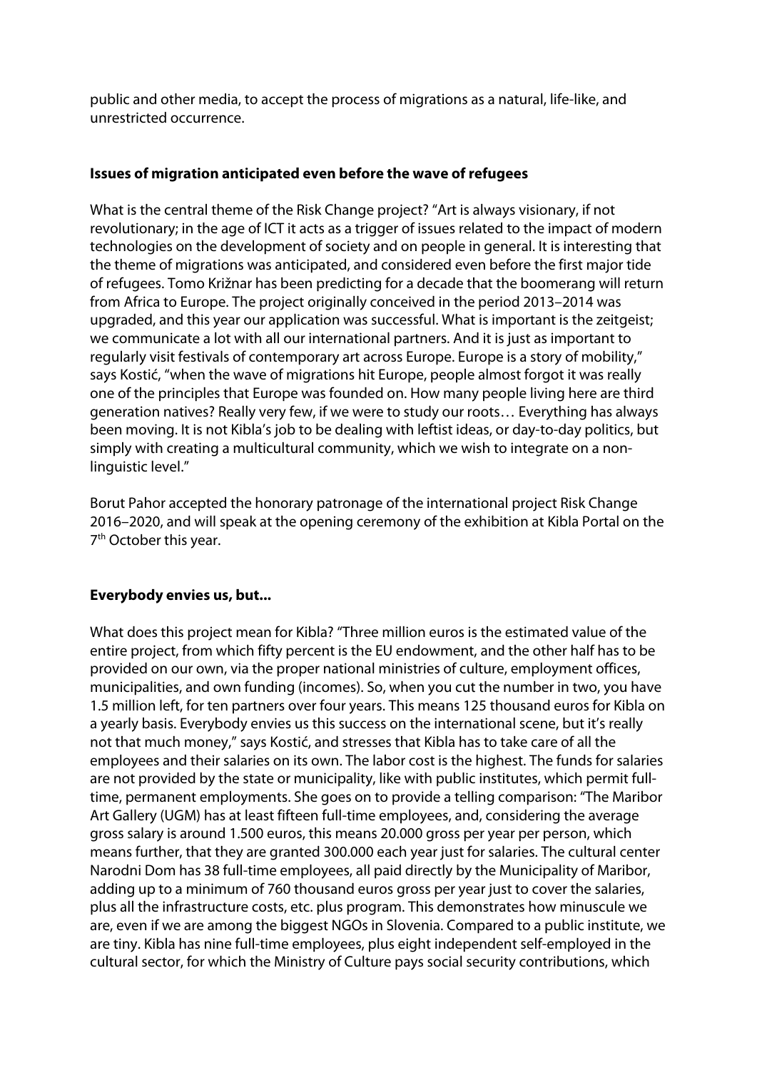public and other media, to accept the process of migrations as a natural, life-like, and unrestricted occurrence.

**Issues of migration anticipated even before the wave of refugees**

What is the central theme of the Risk Change project? "Art is always visionary, if not revolutionary; in the age of ICT it acts as a trigger of issues related to the impact of modern technologies on the development of society and on people in general. It is interesting that the theme of migrations was anticipated, and considered even before the first major tide of refugees. Tomo Križnar has been predicting for a decade that the boomerang will return from Africa to Europe. The project originally conceived in the period 2013–2014 was upgraded, and this year our application was successful. What is important is the zeitgeist; we communicate a lot with all our international partners. And it is just as important to regularly visit festivals of contemporary art across Europe. Europe is a story of mobility," says Kostić, "when the wave of migrations hit Europe, people almost forgot it was really one of the principles that Europe was founded on. How many people living here are third generation natives? Really very few, if we were to study our roots… Everything has always been moving. It is not Kibla's job to be dealing with leftist ideas, or day-to-day politics, but simply with creating a multicultural community, which we wish to integrate on a non-linguistic level."

Borut Pahor accepted the honorary patronage of the international project Risk Change 2016–2020, and will speak at the opening ceremony of the exhibition at Kibla Portal on the 7th October this year.

**Everybody envies us, but...**

What does this project mean for Kibla? "Three million euros is the estimated value of the entire project, from which fifty percent is the EU endowment, and the other half has to be provided on our own, via the proper national ministries of culture, employment offices, municipalities, and own funding (incomes). So, when you cut the number in two, you have 1.5 million left, for ten partners over four years. This means 125 thousand euros for Kibla on a yearly basis. Everybody envies us this success on the international scene, but it's really not that much money," says Kostić, and stresses that Kibla has to take care of all the employees and their salaries on its own. The labor cost is the highest. The funds for salaries are not provided by the state or municipality, like with public institutes, which permit full-time, permanent employments. She goes on to provide a telling comparison: "The Maribor Art Gallery (UGM) has at least fifteen full-time employees, and, considering the average gross salary is around 1.500 euros, this means 20.000 gross per year per person, which means further, that they are granted 300.000 each year just for salaries. The cultural center Narodni Dom has 38 full-time employees, all paid directly by the Municipality of Maribor, adding up to a minimum of 760 thousand euros gross per year just to cover the salaries, plus all the infrastructure costs, etc. plus program. This demonstrates how minuscule we are, even if we are among the biggest NGOs in Slovenia. Compared to a public institute, we are tiny. Kibla has nine full-time employees, plus eight independent self-employed in the cultural sector, for which the Ministry of Culture pays social security contributions, which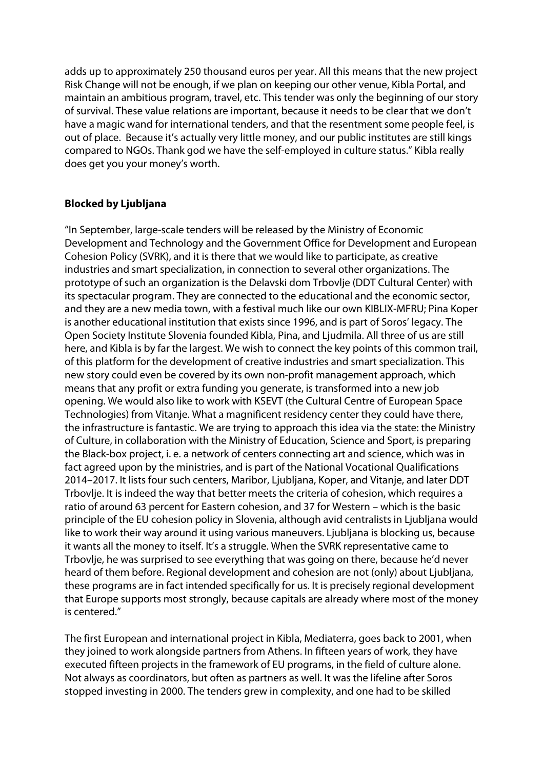adds up to approximately 250 thousand euros per year. All this means that the new project Risk Change will not be enough, if we plan on keeping our other venue, Kibla Portal, and maintain an ambitious program, travel, etc. This tender was only the beginning of our story of survival. These value relations are important, because it needs to be clear that we don't have a magic wand for international tenders, and that the resentment some people feel, is out of place. Because it's actually very little money, and our public institutes are still kings compared to NGOs. Thank god we have the self-employed in culture status." Kibla really does get you your money's worth.

**Blocked by Ljubljana**

"In September, large-scale tenders will be released by the Ministry of Economic Development and Technology and the Government Office for Development and European Cohesion Policy (SVRK), and it is there that we would like to participate, as creative industries and smart specialization, in connection to several other organizations. The prototype of such an organization is the Delavski dom Trbovlje (DDT Cultural Center) with its spectacular program. They are connected to the educational and the economic sector, and they are a new media town, with a festival much like our own KIBLIX-MFRU; Pina Koper is another educational institution that exists since 1996, and is part of Soros' legacy. The Open Society Institute Slovenia founded Kibla, Pina, and Ljudmila. All three of us are still here, and Kibla is by far the largest. We wish to connect the key points of this common trail, of this platform for the development of creative industries and smart specialization. This new story could even be covered by its own non-profit management approach, which means that any profit or extra funding you generate, is transformed into a new job opening. We would also like to work with KSEVT (the Cultural Centre of European Space Technologies) from Vitanje. What a magnificent residency center they could have there, the infrastructure is fantastic. We are trying to approach this idea via the state: the Ministry of Culture, in collaboration with the Ministry of Education, Science and Sport, is preparing the Black-box project, i. e. a network of centers connecting art and science, which was in fact agreed upon by the ministries, and is part of the National Vocational Qualifications 2014–2017. It lists four such centers, Maribor, Ljubljana, Koper, and Vitanje, and later DDT Trbovlje. It is indeed the way that better meets the criteria of cohesion, which requires a ratio of around 63 percent for Eastern cohesion, and 37 for Western – which is the basic principle of the EU cohesion policy in Slovenia, although avid centralists in Ljubljana would like to work their way around it using various maneuvers. Ljubljana is blocking us, because it wants all the money to itself. It's a struggle. When the SVRK representative came to Trbovlje, he was surprised to see everything that was going on there, because he'd never heard of them before. Regional development and cohesion are not (only) about Ljubljana, these programs are in fact intended specifically for us. It is precisely regional development that Europe supports most strongly, because capitals are already where most of the money is centered."

The first European and international project in Kibla, Mediaterra, goes back to 2001, when they joined to work alongside partners from Athens. In fifteen years of work, they have executed fifteen projects in the framework of EU programs, in the field of culture alone. Not always as coordinators, but often as partners as well. It was the lifeline after Soros stopped investing in 2000. The tenders grew in complexity, and one had to be skilled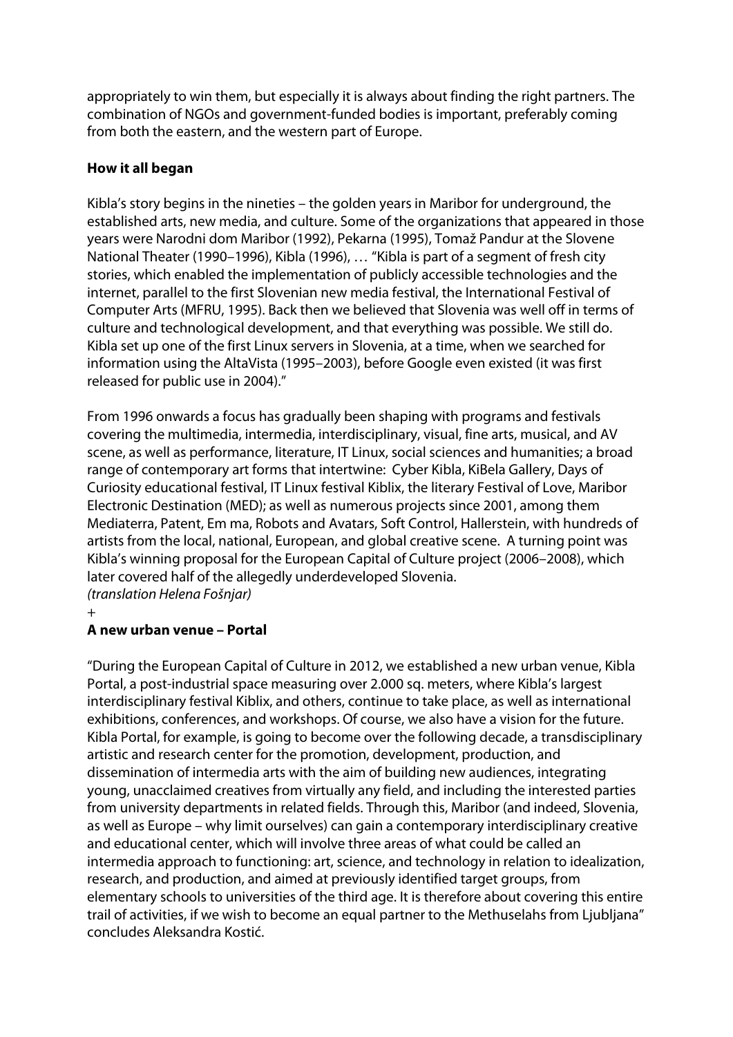appropriately to win them, but especially it is always about finding the right partners. The combination of NGOs and government-funded bodies is important, preferably coming from both the eastern, and the western part of Europe.

**How it all began**

Kibla's story begins in the nineties – the golden years in Maribor for underground, the established arts, new media, and culture. Some of the organizations that appeared in those years were Narodni dom Maribor (1992), Pekarna (1995), Tomaž Pandur at the Slovene National Theater (1990–1996), Kibla (1996), … "Kibla is part of a segment of fresh city stories, which enabled the implementation of publicly accessible technologies and the internet, parallel to the first Slovenian new media festival, the International Festival of Computer Arts (MFRU, 1995). Back then we believed that Slovenia was well off in terms of culture and technological development, and that everything was possible. We still do. Kibla set up one of the first Linux servers in Slovenia, at a time, when we searched for information using the AltaVista (1995–2003), before Google even existed (it was first released for public use in 2004)."

From 1996 onwards a focus has gradually been shaping with programs and festivals covering the multimedia, intermedia, interdisciplinary, visual, fine arts, musical, and AV scene, as well as performance, literature, IT Linux, social sciences and humanities; a broad range of contemporary art forms that intertwine: Cyber Kibla, KiBela Gallery, Days of Curiosity educational festival, IT Linux festival Kiblix, the literary Festival of Love, Maribor Electronic Destination (MED); as well as numerous projects since 2001, among them Mediaterra, Patent, Em ma, Robots and Avatars, Soft Control, Hallerstein, with hundreds of artists from the local, national, European, and global creative scene. A turning point was Kibla's winning proposal for the European Capital of Culture project (2006–2008), which later covered half of the allegedly underdeveloped Slovenia.
*(translation Helena Fošnjar)*

+

**A new urban venue – Portal**

"During the European Capital of Culture in 2012, we established a new urban venue, Kibla Portal, a post-industrial space measuring over 2.000 sq. meters, where Kibla's largest interdisciplinary festival Kiblix, and others, continue to take place, as well as international exhibitions, conferences, and workshops. Of course, we also have a vision for the future. Kibla Portal, for example, is going to become over the following decade, a transdisciplinary artistic and research center for the promotion, development, production, and dissemination of intermedia arts with the aim of building new audiences, integrating young, unacclaimed creatives from virtually any field, and including the interested parties from university departments in related fields. Through this, Maribor (and indeed, Slovenia, as well as Europe – why limit ourselves) can gain a contemporary interdisciplinary creative and educational center, which will involve three areas of what could be called an intermedia approach to functioning: art, science, and technology in relation to idealization, research, and production, and aimed at previously identified target groups, from elementary schools to universities of the third age. It is therefore about covering this entire trail of activities, if we wish to become an equal partner to the Methuselahs from Ljubljana" concludes Aleksandra Kostić.